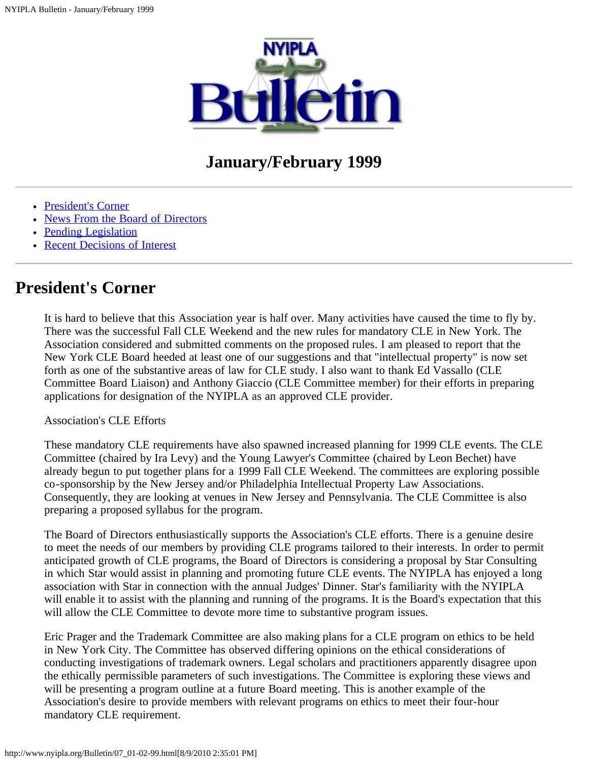# NYIPLA Bulletin

## January/February 1999

- President's Corner
- News From the Board of Directors
- Pending Legislation
- Recent Decisions of Interest

# President's Corner

It is hard to believe that this Association year is half over. Many activities have caused the time to fly by. There was the successful Fall CLE Weekend and the new rules for mandatory CLE in New York. The Association considered and submitted comments on the proposed rules. I am pleased to report that the New York CLE Board heeded at least one of our suggestions and that "intellectual property" is now set forth as one of the substantive areas of law for CLE study. I also want to thank Ed Vassallo (CLE Committee Board Liaison) and Anthony Giaccio (CLE Committee member) for their efforts in preparing applications for designation of the NYIPLA as an approved CLE provider.

Association's CLE Efforts

These mandatory CLE requirements have also spawned increased planning for 1999 CLE events. The CLE Committee (chaired by Ira Levy) and the Young Lawyer's Committee (chaired by Leon Bechet) have already begun to put together plans for a 1999 Fall CLE Weekend. The committees are exploring possible co-sponsorship by the New Jersey and/or Philadelphia Intellectual Property Law Associations. Consequently, they are looking at venues in New Jersey and Pennsylvania. The CLE Committee is also preparing a proposed syllabus for the program.

The Board of Directors enthusiastically supports the Association's CLE efforts. There is a genuine desire to meet the needs of our members by providing CLE programs tailored to their interests. In order to permit anticipated growth of CLE programs, the Board of Directors is considering a proposal by Star Consulting in which Star would assist in planning and promoting future CLE events. The NYIPLA has enjoyed a long association with Star in connection with the annual Judges' Dinner. Star's familiarity with the NYIPLA will enable it to assist with the planning and running of the programs. It is the Board's expectation that this will allow the CLE Committee to devote more time to substantive program issues.

Eric Prager and the Trademark Committee are also making plans for a CLE program on ethics to be held in New York City. The Committee has observed differing opinions on the ethical considerations of conducting investigations of trademark owners. Legal scholars and practitioners apparently disagree upon the ethically permissible parameters of such investigations. The Committee is exploring these views and will be presenting a program outline at a future Board meeting. This is another example of the Association's desire to provide members with relevant programs on ethics to meet their four-hour mandatory CLE requirement.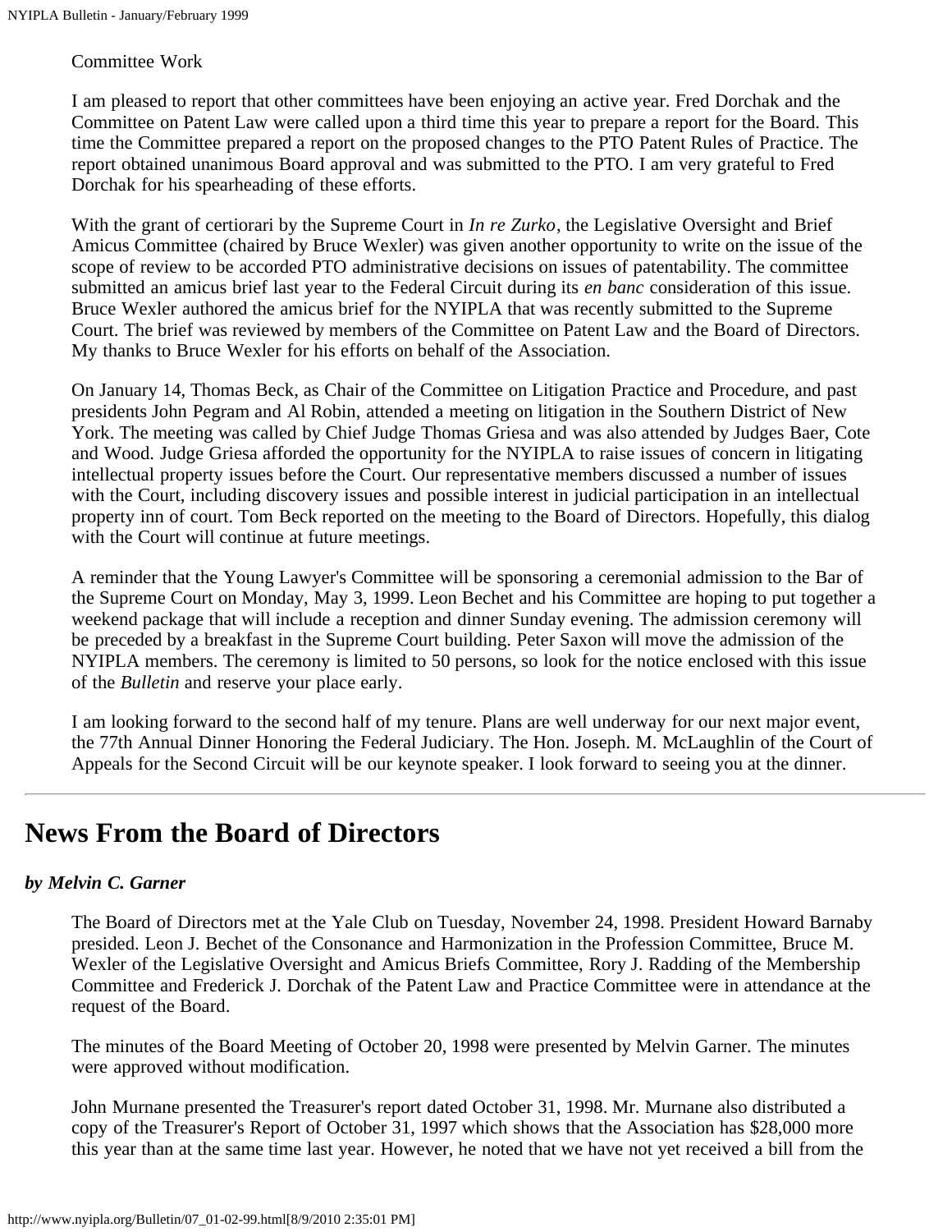Committee Work

I am pleased to report that other committees have been enjoying an active year. Fred Dorchak and the Committee on Patent Law were called upon a third time this year to prepare a report for the Board. This time the Committee prepared a report on the proposed changes to the PTO Patent Rules of Practice. The report obtained unanimous Board approval and was submitted to the PTO. I am very grateful to Fred Dorchak for his spearheading of these efforts.

With the grant of certiorari by the Supreme Court in *In re Zurko*, the Legislative Oversight and Brief Amicus Committee (chaired by Bruce Wexler) was given another opportunity to write on the issue of the scope of review to be accorded PTO administrative decisions on issues of patentability. The committee submitted an amicus brief last year to the Federal Circuit during its *en banc* consideration of this issue. Bruce Wexler authored the amicus brief for the NYIPLA that was recently submitted to the Supreme Court. The brief was reviewed by members of the Committee on Patent Law and the Board of Directors. My thanks to Bruce Wexler for his efforts on behalf of the Association.

On January 14, Thomas Beck, as Chair of the Committee on Litigation Practice and Procedure, and past presidents John Pegram and Al Robin, attended a meeting on litigation in the Southern District of New York. The meeting was called by Chief Judge Thomas Griesa and was also attended by Judges Baer, Cote and Wood. Judge Griesa afforded the opportunity for the NYIPLA to raise issues of concern in litigating intellectual property issues before the Court. Our representative members discussed a number of issues with the Court, including discovery issues and possible interest in judicial participation in an intellectual property inn of court. Tom Beck reported on the meeting to the Board of Directors. Hopefully, this dialog with the Court will continue at future meetings.

A reminder that the Young Lawyer's Committee will be sponsoring a ceremonial admission to the Bar of the Supreme Court on Monday, May 3, 1999. Leon Bechet and his Committee are hoping to put together a weekend package that will include a reception and dinner Sunday evening. The admission ceremony will be preceded by a breakfast in the Supreme Court building. Peter Saxon will move the admission of the NYIPLA members. The ceremony is limited to 50 persons, so look for the notice enclosed with this issue of the *Bulletin* and reserve your place early.

I am looking forward to the second half of my tenure. Plans are well underway for our next major event, the 77th Annual Dinner Honoring the Federal Judiciary. The Hon. Joseph. M. McLaughlin of the Court of Appeals for the Second Circuit will be our keynote speaker. I look forward to seeing you at the dinner.

---

## News From the Board of Directors

***by Melvin C. Garner***

The Board of Directors met at the Yale Club on Tuesday, November 24, 1998. President Howard Barnaby presided. Leon J. Bechet of the Consonance and Harmonization in the Profession Committee, Bruce M. Wexler of the Legislative Oversight and Amicus Briefs Committee, Rory J. Radding of the Membership Committee and Frederick J. Dorchak of the Patent Law and Practice Committee were in attendance at the request of the Board.

The minutes of the Board Meeting of October 20, 1998 were presented by Melvin Garner. The minutes were approved without modification.

John Murnane presented the Treasurer's report dated October 31, 1998. Mr. Murnane also distributed a copy of the Treasurer's Report of October 31, 1997 which shows that the Association has $28,000 more this year than at the same time last year. However, he noted that we have not yet received a bill from the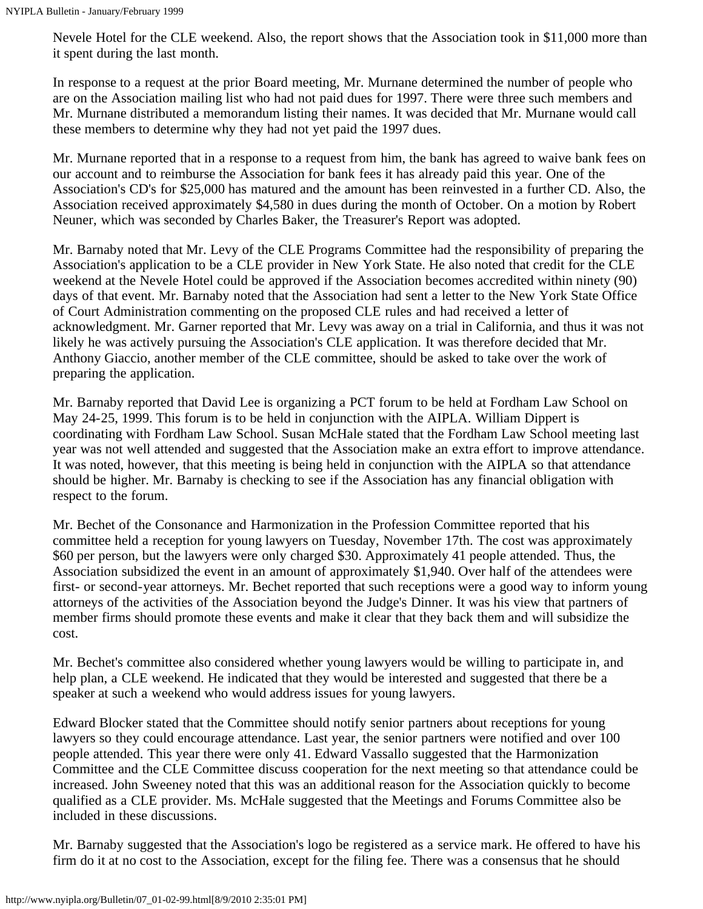Nevele Hotel for the CLE weekend. Also, the report shows that the Association took in $11,000 more than it spent during the last month.

In response to a request at the prior Board meeting, Mr. Murnane determined the number of people who are on the Association mailing list who had not paid dues for 1997. There were three such members and Mr. Murnane distributed a memorandum listing their names. It was decided that Mr. Murnane would call these members to determine why they had not yet paid the 1997 dues.

Mr. Murnane reported that in a response to a request from him, the bank has agreed to waive bank fees on our account and to reimburse the Association for bank fees it has already paid this year. One of the Association's CD's for $25,000 has matured and the amount has been reinvested in a further CD. Also, the Association received approximately $4,580 in dues during the month of October. On a motion by Robert Neuner, which was seconded by Charles Baker, the Treasurer's Report was adopted.

Mr. Barnaby noted that Mr. Levy of the CLE Programs Committee had the responsibility of preparing the Association's application to be a CLE provider in New York State. He also noted that credit for the CLE weekend at the Nevele Hotel could be approved if the Association becomes accredited within ninety (90) days of that event. Mr. Barnaby noted that the Association had sent a letter to the New York State Office of Court Administration commenting on the proposed CLE rules and had received a letter of acknowledgment. Mr. Garner reported that Mr. Levy was away on a trial in California, and thus it was not likely he was actively pursuing the Association's CLE application. It was therefore decided that Mr. Anthony Giaccio, another member of the CLE committee, should be asked to take over the work of preparing the application.

Mr. Barnaby reported that David Lee is organizing a PCT forum to be held at Fordham Law School on May 24-25, 1999. This forum is to be held in conjunction with the AIPLA. William Dippert is coordinating with Fordham Law School. Susan McHale stated that the Fordham Law School meeting last year was not well attended and suggested that the Association make an extra effort to improve attendance. It was noted, however, that this meeting is being held in conjunction with the AIPLA so that attendance should be higher. Mr. Barnaby is checking to see if the Association has any financial obligation with respect to the forum.

Mr. Bechet of the Consonance and Harmonization in the Profession Committee reported that his committee held a reception for young lawyers on Tuesday, November 17th. The cost was approximately $60 per person, but the lawyers were only charged $30. Approximately 41 people attended. Thus, the Association subsidized the event in an amount of approximately $1,940. Over half of the attendees were first- or second-year attorneys. Mr. Bechet reported that such receptions were a good way to inform young attorneys of the activities of the Association beyond the Judge's Dinner. It was his view that partners of member firms should promote these events and make it clear that they back them and will subsidize the cost.

Mr. Bechet's committee also considered whether young lawyers would be willing to participate in, and help plan, a CLE weekend. He indicated that they would be interested and suggested that there be a speaker at such a weekend who would address issues for young lawyers.

Edward Blocker stated that the Committee should notify senior partners about receptions for young lawyers so they could encourage attendance. Last year, the senior partners were notified and over 100 people attended. This year there were only 41. Edward Vassallo suggested that the Harmonization Committee and the CLE Committee discuss cooperation for the next meeting so that attendance could be increased. John Sweeney noted that this was an additional reason for the Association quickly to become qualified as a CLE provider. Ms. McHale suggested that the Meetings and Forums Committee also be included in these discussions.

Mr. Barnaby suggested that the Association's logo be registered as a service mark. He offered to have his firm do it at no cost to the Association, except for the filing fee. There was a consensus that he should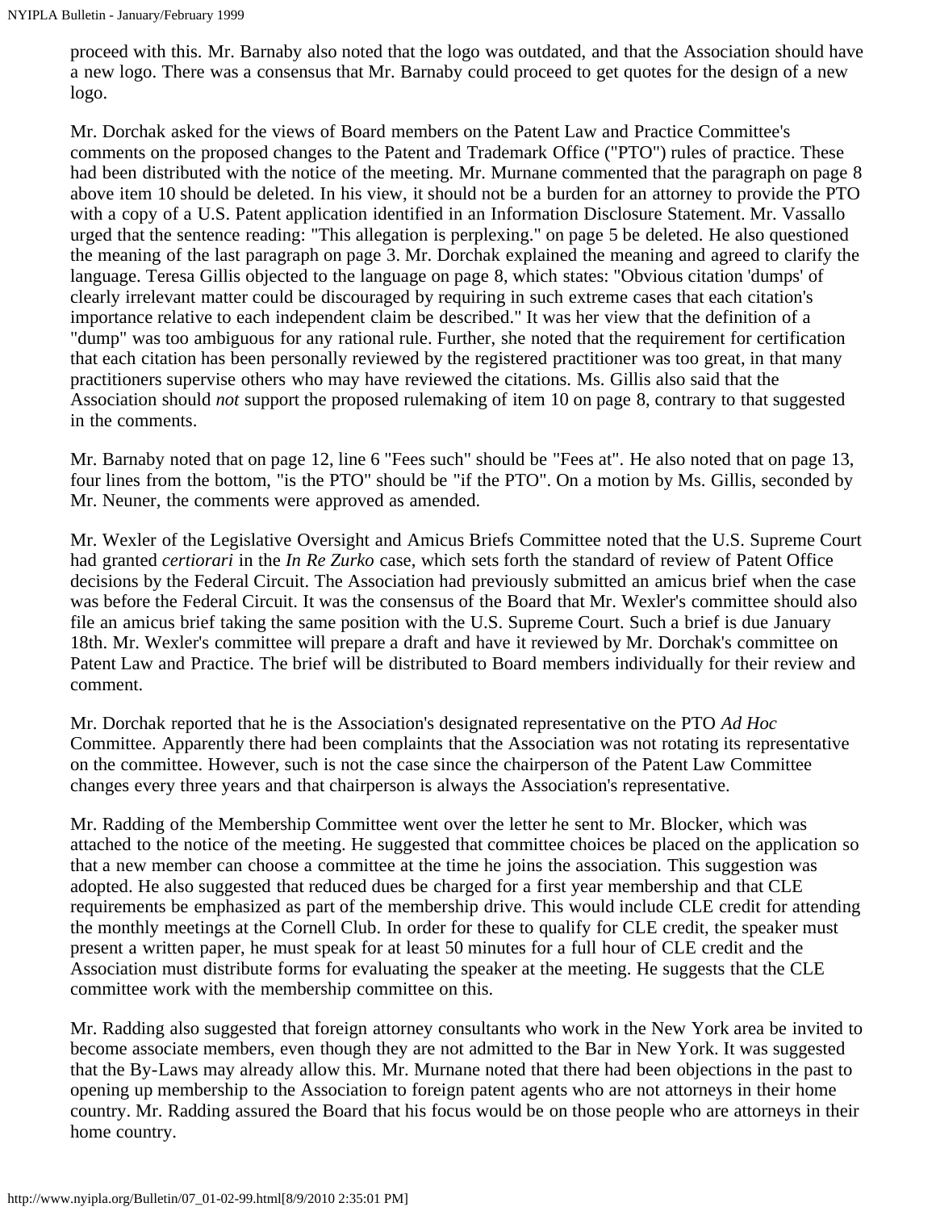proceed with this. Mr. Barnaby also noted that the logo was outdated, and that the Association should have a new logo. There was a consensus that Mr. Barnaby could proceed to get quotes for the design of a new logo.

Mr. Dorchak asked for the views of Board members on the Patent Law and Practice Committee's comments on the proposed changes to the Patent and Trademark Office ("PTO") rules of practice. These had been distributed with the notice of the meeting. Mr. Murnane commented that the paragraph on page 8 above item 10 should be deleted. In his view, it should not be a burden for an attorney to provide the PTO with a copy of a U.S. Patent application identified in an Information Disclosure Statement. Mr. Vassallo urged that the sentence reading: "This allegation is perplexing." on page 5 be deleted. He also questioned the meaning of the last paragraph on page 3. Mr. Dorchak explained the meaning and agreed to clarify the language. Teresa Gillis objected to the language on page 8, which states: "Obvious citation 'dumps' of clearly irrelevant matter could be discouraged by requiring in such extreme cases that each citation's importance relative to each independent claim be described." It was her view that the definition of a "dump" was too ambiguous for any rational rule. Further, she noted that the requirement for certification that each citation has been personally reviewed by the registered practitioner was too great, in that many practitioners supervise others who may have reviewed the citations. Ms. Gillis also said that the Association should *not* support the proposed rulemaking of item 10 on page 8, contrary to that suggested in the comments.

Mr. Barnaby noted that on page 12, line 6 "Fees such" should be "Fees at". He also noted that on page 13, four lines from the bottom, "is the PTO" should be "if the PTO". On a motion by Ms. Gillis, seconded by Mr. Neuner, the comments were approved as amended.

Mr. Wexler of the Legislative Oversight and Amicus Briefs Committee noted that the U.S. Supreme Court had granted *certiorari* in the *In Re Zurko* case, which sets forth the standard of review of Patent Office decisions by the Federal Circuit. The Association had previously submitted an amicus brief when the case was before the Federal Circuit. It was the consensus of the Board that Mr. Wexler's committee should also file an amicus brief taking the same position with the U.S. Supreme Court. Such a brief is due January 18th. Mr. Wexler's committee will prepare a draft and have it reviewed by Mr. Dorchak's committee on Patent Law and Practice. The brief will be distributed to Board members individually for their review and comment.

Mr. Dorchak reported that he is the Association's designated representative on the PTO *Ad Hoc* Committee. Apparently there had been complaints that the Association was not rotating its representative on the committee. However, such is not the case since the chairperson of the Patent Law Committee changes every three years and that chairperson is always the Association's representative.

Mr. Radding of the Membership Committee went over the letter he sent to Mr. Blocker, which was attached to the notice of the meeting. He suggested that committee choices be placed on the application so that a new member can choose a committee at the time he joins the association. This suggestion was adopted. He also suggested that reduced dues be charged for a first year membership and that CLE requirements be emphasized as part of the membership drive. This would include CLE credit for attending the monthly meetings at the Cornell Club. In order for these to qualify for CLE credit, the speaker must present a written paper, he must speak for at least 50 minutes for a full hour of CLE credit and the Association must distribute forms for evaluating the speaker at the meeting. He suggests that the CLE committee work with the membership committee on this.

Mr. Radding also suggested that foreign attorney consultants who work in the New York area be invited to become associate members, even though they are not admitted to the Bar in New York. It was suggested that the By-Laws may already allow this. Mr. Murnane noted that there had been objections in the past to opening up membership to the Association to foreign patent agents who are not attorneys in their home country. Mr. Radding assured the Board that his focus would be on those people who are attorneys in their home country.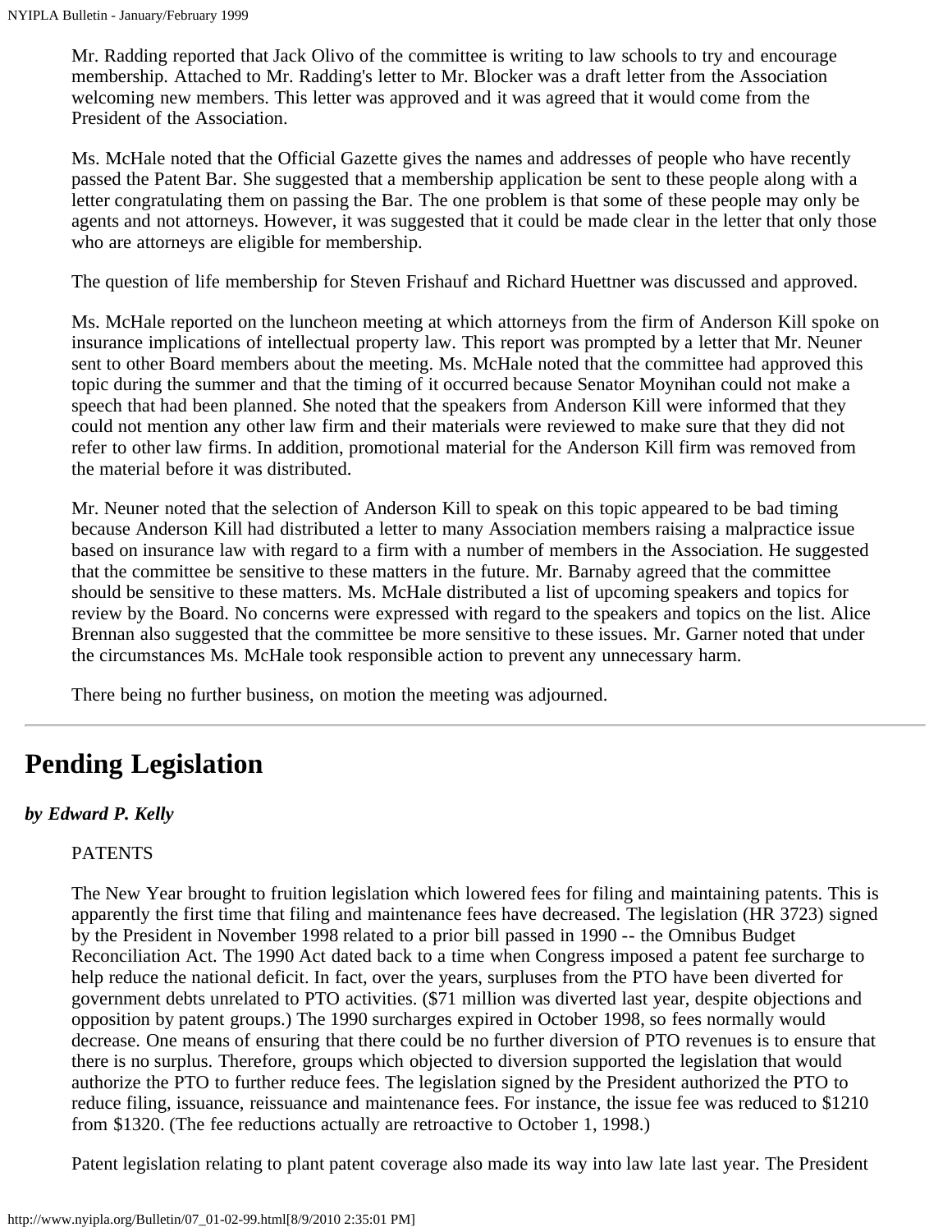Mr. Radding reported that Jack Olivo of the committee is writing to law schools to try and encourage membership. Attached to Mr. Radding's letter to Mr. Blocker was a draft letter from the Association welcoming new members. This letter was approved and it was agreed that it would come from the President of the Association.

Ms. McHale noted that the Official Gazette gives the names and addresses of people who have recently passed the Patent Bar. She suggested that a membership application be sent to these people along with a letter congratulating them on passing the Bar. The one problem is that some of these people may only be agents and not attorneys. However, it was suggested that it could be made clear in the letter that only those who are attorneys are eligible for membership.

The question of life membership for Steven Frishauf and Richard Huettner was discussed and approved.

Ms. McHale reported on the luncheon meeting at which attorneys from the firm of Anderson Kill spoke on insurance implications of intellectual property law. This report was prompted by a letter that Mr. Neuner sent to other Board members about the meeting. Ms. McHale noted that the committee had approved this topic during the summer and that the timing of it occurred because Senator Moynihan could not make a speech that had been planned. She noted that the speakers from Anderson Kill were informed that they could not mention any other law firm and their materials were reviewed to make sure that they did not refer to other law firms. In addition, promotional material for the Anderson Kill firm was removed from the material before it was distributed.

Mr. Neuner noted that the selection of Anderson Kill to speak on this topic appeared to be bad timing because Anderson Kill had distributed a letter to many Association members raising a malpractice issue based on insurance law with regard to a firm with a number of members in the Association. He suggested that the committee be sensitive to these matters in the future. Mr. Barnaby agreed that the committee should be sensitive to these matters. Ms. McHale distributed a list of upcoming speakers and topics for review by the Board. No concerns were expressed with regard to the speakers and topics on the list. Alice Brennan also suggested that the committee be more sensitive to these issues. Mr. Garner noted that under the circumstances Ms. McHale took responsible action to prevent any unnecessary harm.

There being no further business, on motion the meeting was adjourned.

---

# Pending Legislation

***by Edward P. Kelly***

PATENTS

The New Year brought to fruition legislation which lowered fees for filing and maintaining patents. This is apparently the first time that filing and maintenance fees have decreased. The legislation (HR 3723) signed by the President in November 1998 related to a prior bill passed in 1990 -- the Omnibus Budget Reconciliation Act. The 1990 Act dated back to a time when Congress imposed a patent fee surcharge to help reduce the national deficit. In fact, over the years, surpluses from the PTO have been diverted for government debts unrelated to PTO activities. ($71 million was diverted last year, despite objections and opposition by patent groups.) The 1990 surcharges expired in October 1998, so fees normally would decrease. One means of ensuring that there could be no further diversion of PTO revenues is to ensure that there is no surplus. Therefore, groups which objected to diversion supported the legislation that would authorize the PTO to further reduce fees. The legislation signed by the President authorized the PTO to reduce filing, issuance, reissuance and maintenance fees. For instance, the issue fee was reduced to $1210 from $1320. (The fee reductions actually are retroactive to October 1, 1998.)

Patent legislation relating to plant patent coverage also made its way into law late last year. The President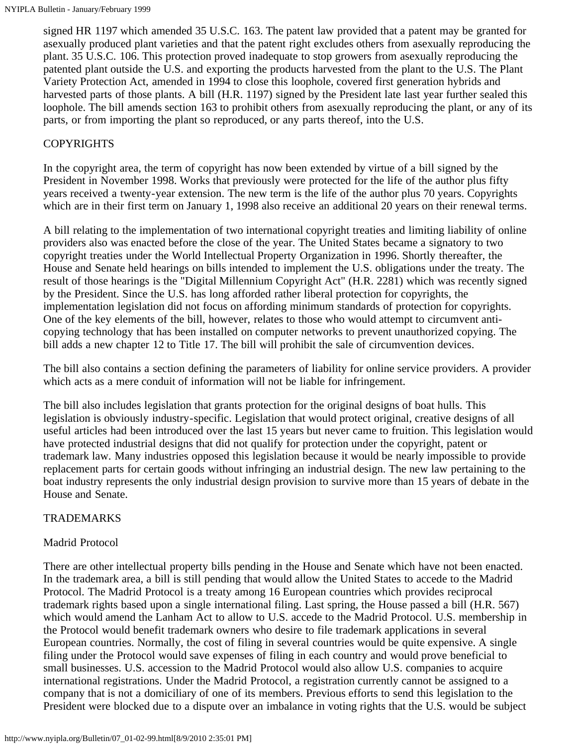signed HR 1197 which amended 35 U.S.C. 163. The patent law provided that a patent may be granted for asexually produced plant varieties and that the patent right excludes others from asexually reproducing the plant. 35 U.S.C. 106. This protection proved inadequate to stop growers from asexually reproducing the patented plant outside the U.S. and exporting the products harvested from the plant to the U.S. The Plant Variety Protection Act, amended in 1994 to close this loophole, covered first generation hybrids and harvested parts of those plants. A bill (H.R. 1197) signed by the President late last year further sealed this loophole. The bill amends section 163 to prohibit others from asexually reproducing the plant, or any of its parts, or from importing the plant so reproduced, or any parts thereof, into the U.S.

## COPYRIGHTS

In the copyright area, the term of copyright has now been extended by virtue of a bill signed by the President in November 1998. Works that previously were protected for the life of the author plus fifty years received a twenty-year extension. The new term is the life of the author plus 70 years. Copyrights which are in their first term on January 1, 1998 also receive an additional 20 years on their renewal terms.

A bill relating to the implementation of two international copyright treaties and limiting liability of online providers also was enacted before the close of the year. The United States became a signatory to two copyright treaties under the World Intellectual Property Organization in 1996. Shortly thereafter, the House and Senate held hearings on bills intended to implement the U.S. obligations under the treaty. The result of those hearings is the "Digital Millennium Copyright Act" (H.R. 2281) which was recently signed by the President. Since the U.S. has long afforded rather liberal protection for copyrights, the implementation legislation did not focus on affording minimum standards of protection for copyrights. One of the key elements of the bill, however, relates to those who would attempt to circumvent anti-copying technology that has been installed on computer networks to prevent unauthorized copying. The bill adds a new chapter 12 to Title 17. The bill will prohibit the sale of circumvention devices.

The bill also contains a section defining the parameters of liability for online service providers. A provider which acts as a mere conduit of information will not be liable for infringement.

The bill also includes legislation that grants protection for the original designs of boat hulls. This legislation is obviously industry-specific. Legislation that would protect original, creative designs of all useful articles had been introduced over the last 15 years but never came to fruition. This legislation would have protected industrial designs that did not qualify for protection under the copyright, patent or trademark law. Many industries opposed this legislation because it would be nearly impossible to provide replacement parts for certain goods without infringing an industrial design. The new law pertaining to the boat industry represents the only industrial design provision to survive more than 15 years of debate in the House and Senate.

## TRADEMARKS

### Madrid Protocol

There are other intellectual property bills pending in the House and Senate which have not been enacted. In the trademark area, a bill is still pending that would allow the United States to accede to the Madrid Protocol. The Madrid Protocol is a treaty among 16 European countries which provides reciprocal trademark rights based upon a single international filing. Last spring, the House passed a bill (H.R. 567) which would amend the Lanham Act to allow to U.S. accede to the Madrid Protocol. U.S. membership in the Protocol would benefit trademark owners who desire to file trademark applications in several European countries. Normally, the cost of filing in several countries would be quite expensive. A single filing under the Protocol would save expenses of filing in each country and would prove beneficial to small businesses. U.S. accession to the Madrid Protocol would also allow U.S. companies to acquire international registrations. Under the Madrid Protocol, a registration currently cannot be assigned to a company that is not a domiciliary of one of its members. Previous efforts to send this legislation to the President were blocked due to a dispute over an imbalance in voting rights that the U.S. would be subject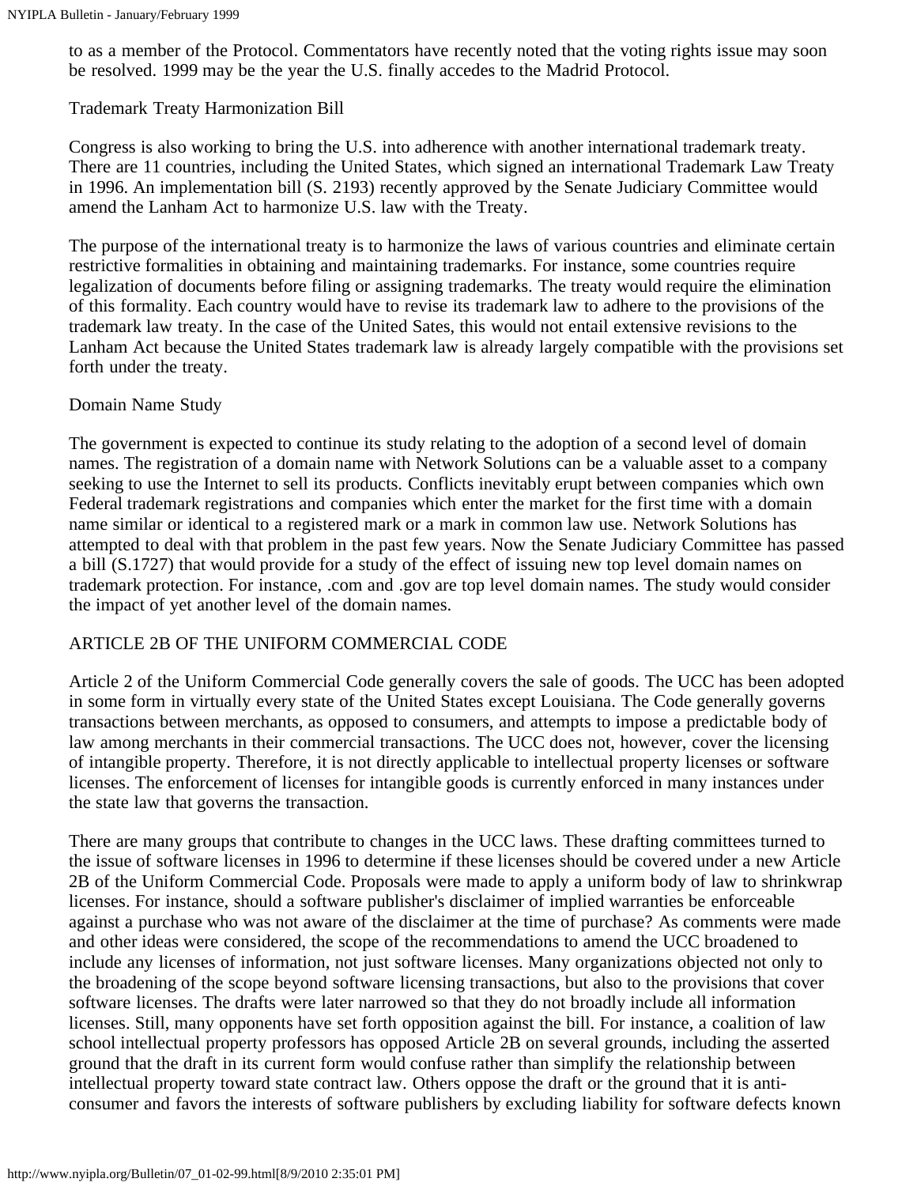to as a member of the Protocol. Commentators have recently noted that the voting rights issue may soon be resolved. 1999 may be the year the U.S. finally accedes to the Madrid Protocol.

Trademark Treaty Harmonization Bill

Congress is also working to bring the U.S. into adherence with another international trademark treaty. There are 11 countries, including the United States, which signed an international Trademark Law Treaty in 1996. An implementation bill (S. 2193) recently approved by the Senate Judiciary Committee would amend the Lanham Act to harmonize U.S. law with the Treaty.

The purpose of the international treaty is to harmonize the laws of various countries and eliminate certain restrictive formalities in obtaining and maintaining trademarks. For instance, some countries require legalization of documents before filing or assigning trademarks. The treaty would require the elimination of this formality. Each country would have to revise its trademark law to adhere to the provisions of the trademark law treaty. In the case of the United Sates, this would not entail extensive revisions to the Lanham Act because the United States trademark law is already largely compatible with the provisions set forth under the treaty.

Domain Name Study

The government is expected to continue its study relating to the adoption of a second level of domain names. The registration of a domain name with Network Solutions can be a valuable asset to a company seeking to use the Internet to sell its products. Conflicts inevitably erupt between companies which own Federal trademark registrations and companies which enter the market for the first time with a domain name similar or identical to a registered mark or a mark in common law use. Network Solutions has attempted to deal with that problem in the past few years. Now the Senate Judiciary Committee has passed a bill (S.1727) that would provide for a study of the effect of issuing new top level domain names on trademark protection. For instance, .com and .gov are top level domain names. The study would consider the impact of yet another level of the domain names.

ARTICLE 2B OF THE UNIFORM COMMERCIAL CODE

Article 2 of the Uniform Commercial Code generally covers the sale of goods. The UCC has been adopted in some form in virtually every state of the United States except Louisiana. The Code generally governs transactions between merchants, as opposed to consumers, and attempts to impose a predictable body of law among merchants in their commercial transactions. The UCC does not, however, cover the licensing of intangible property. Therefore, it is not directly applicable to intellectual property licenses or software licenses. The enforcement of licenses for intangible goods is currently enforced in many instances under the state law that governs the transaction.

There are many groups that contribute to changes in the UCC laws. These drafting committees turned to the issue of software licenses in 1996 to determine if these licenses should be covered under a new Article 2B of the Uniform Commercial Code. Proposals were made to apply a uniform body of law to shrinkwrap licenses. For instance, should a software publisher's disclaimer of implied warranties be enforceable against a purchase who was not aware of the disclaimer at the time of purchase? As comments were made and other ideas were considered, the scope of the recommendations to amend the UCC broadened to include any licenses of information, not just software licenses. Many organizations objected not only to the broadening of the scope beyond software licensing transactions, but also to the provisions that cover software licenses. The drafts were later narrowed so that they do not broadly include all information licenses. Still, many opponents have set forth opposition against the bill. For instance, a coalition of law school intellectual property professors has opposed Article 2B on several grounds, including the asserted ground that the draft in its current form would confuse rather than simplify the relationship between intellectual property toward state contract law. Others oppose the draft or the ground that it is anti-consumer and favors the interests of software publishers by excluding liability for software defects known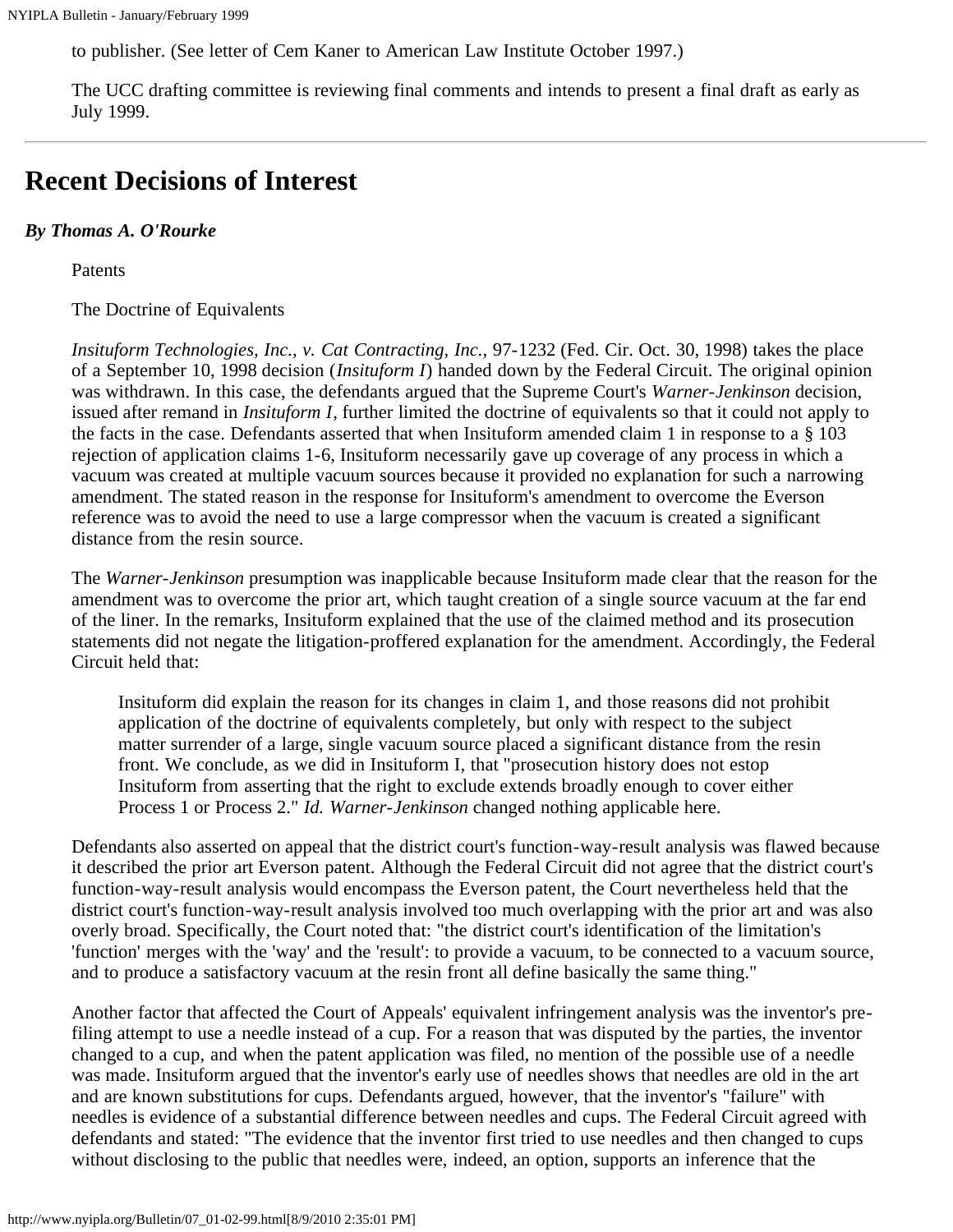to publisher. (See letter of Cem Kaner to American Law Institute October 1997.)

The UCC drafting committee is reviewing final comments and intends to present a final draft as early as July 1999.

---

# Recent Decisions of Interest

***By Thomas A. O'Rourke***

Patents

The Doctrine of Equivalents

*Insituform Technologies, Inc., v. Cat Contracting, Inc.,* 97-1232 (Fed. Cir. Oct. 30, 1998) takes the place of a September 10, 1998 decision (*Insituform I*) handed down by the Federal Circuit. The original opinion was withdrawn. In this case, the defendants argued that the Supreme Court's *Warner-Jenkinson* decision, issued after remand in *Insituform I*, further limited the doctrine of equivalents so that it could not apply to the facts in the case. Defendants asserted that when Insituform amended claim 1 in response to a § 103 rejection of application claims 1-6, Insituform necessarily gave up coverage of any process in which a vacuum was created at multiple vacuum sources because it provided no explanation for such a narrowing amendment. The stated reason in the response for Insituform's amendment to overcome the Everson reference was to avoid the need to use a large compressor when the vacuum is created a significant distance from the resin source.

The *Warner-Jenkinson* presumption was inapplicable because Insituform made clear that the reason for the amendment was to overcome the prior art, which taught creation of a single source vacuum at the far end of the liner. In the remarks, Insituform explained that the use of the claimed method and its prosecution statements did not negate the litigation-proffered explanation for the amendment. Accordingly, the Federal Circuit held that:

> Insituform did explain the reason for its changes in claim 1, and those reasons did not prohibit application of the doctrine of equivalents completely, but only with respect to the subject matter surrender of a large, single vacuum source placed a significant distance from the resin front. We conclude, as we did in Insituform I, that "prosecution history does not estop Insituform from asserting that the right to exclude extends broadly enough to cover either Process 1 or Process 2." *Id. Warner-Jenkinson* changed nothing applicable here.

Defendants also asserted on appeal that the district court's function-way-result analysis was flawed because it described the prior art Everson patent. Although the Federal Circuit did not agree that the district court's function-way-result analysis would encompass the Everson patent, the Court nevertheless held that the district court's function-way-result analysis involved too much overlapping with the prior art and was also overly broad. Specifically, the Court noted that: "the district court's identification of the limitation's 'function' merges with the 'way' and the 'result': to provide a vacuum, to be connected to a vacuum source, and to produce a satisfactory vacuum at the resin front all define basically the same thing."

Another factor that affected the Court of Appeals' equivalent infringement analysis was the inventor's pre-filing attempt to use a needle instead of a cup. For a reason that was disputed by the parties, the inventor changed to a cup, and when the patent application was filed, no mention of the possible use of a needle was made. Insituform argued that the inventor's early use of needles shows that needles are old in the art and are known substitutions for cups. Defendants argued, however, that the inventor's "failure" with needles is evidence of a substantial difference between needles and cups. The Federal Circuit agreed with defendants and stated: "The evidence that the inventor first tried to use needles and then changed to cups without disclosing to the public that needles were, indeed, an option, supports an inference that the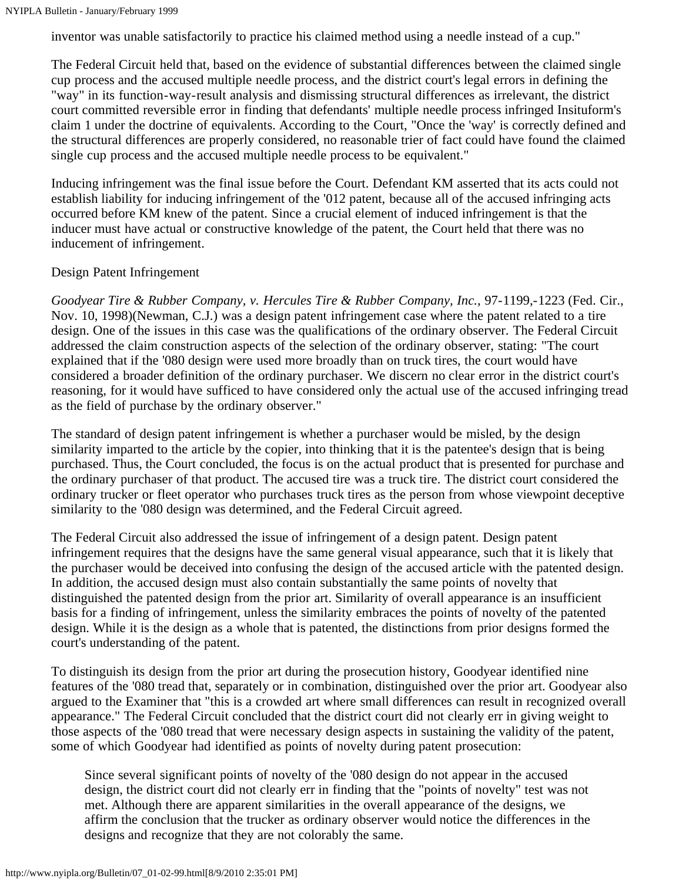inventor was unable satisfactorily to practice his claimed method using a needle instead of a cup."

The Federal Circuit held that, based on the evidence of substantial differences between the claimed single cup process and the accused multiple needle process, and the district court's legal errors in defining the "way" in its function-way-result analysis and dismissing structural differences as irrelevant, the district court committed reversible error in finding that defendants' multiple needle process infringed Insituform's claim 1 under the doctrine of equivalents. According to the Court, "Once the 'way' is correctly defined and the structural differences are properly considered, no reasonable trier of fact could have found the claimed single cup process and the accused multiple needle process to be equivalent."

Inducing infringement was the final issue before the Court. Defendant KM asserted that its acts could not establish liability for inducing infringement of the '012 patent, because all of the accused infringing acts occurred before KM knew of the patent. Since a crucial element of induced infringement is that the inducer must have actual or constructive knowledge of the patent, the Court held that there was no inducement of infringement.

Design Patent Infringement

*Goodyear Tire & Rubber Company, v. Hercules Tire & Rubber Company, Inc.,* 97-1199,-1223 (Fed. Cir., Nov. 10, 1998)(Newman, C.J.) was a design patent infringement case where the patent related to a tire design. One of the issues in this case was the qualifications of the ordinary observer. The Federal Circuit addressed the claim construction aspects of the selection of the ordinary observer, stating: "The court explained that if the '080 design were used more broadly than on truck tires, the court would have considered a broader definition of the ordinary purchaser. We discern no clear error in the district court's reasoning, for it would have sufficed to have considered only the actual use of the accused infringing tread as the field of purchase by the ordinary observer."

The standard of design patent infringement is whether a purchaser would be misled, by the design similarity imparted to the article by the copier, into thinking that it is the patentee's design that is being purchased. Thus, the Court concluded, the focus is on the actual product that is presented for purchase and the ordinary purchaser of that product. The accused tire was a truck tire. The district court considered the ordinary trucker or fleet operator who purchases truck tires as the person from whose viewpoint deceptive similarity to the '080 design was determined, and the Federal Circuit agreed.

The Federal Circuit also addressed the issue of infringement of a design patent. Design patent infringement requires that the designs have the same general visual appearance, such that it is likely that the purchaser would be deceived into confusing the design of the accused article with the patented design. In addition, the accused design must also contain substantially the same points of novelty that distinguished the patented design from the prior art. Similarity of overall appearance is an insufficient basis for a finding of infringement, unless the similarity embraces the points of novelty of the patented design. While it is the design as a whole that is patented, the distinctions from prior designs formed the court's understanding of the patent.

To distinguish its design from the prior art during the prosecution history, Goodyear identified nine features of the '080 tread that, separately or in combination, distinguished over the prior art. Goodyear also argued to the Examiner that "this is a crowded art where small differences can result in recognized overall appearance." The Federal Circuit concluded that the district court did not clearly err in giving weight to those aspects of the '080 tread that were necessary design aspects in sustaining the validity of the patent, some of which Goodyear had identified as points of novelty during patent prosecution:

> Since several significant points of novelty of the '080 design do not appear in the accused design, the district court did not clearly err in finding that the "points of novelty" test was not met. Although there are apparent similarities in the overall appearance of the designs, we affirm the conclusion that the trucker as ordinary observer would notice the differences in the designs and recognize that they are not colorably the same.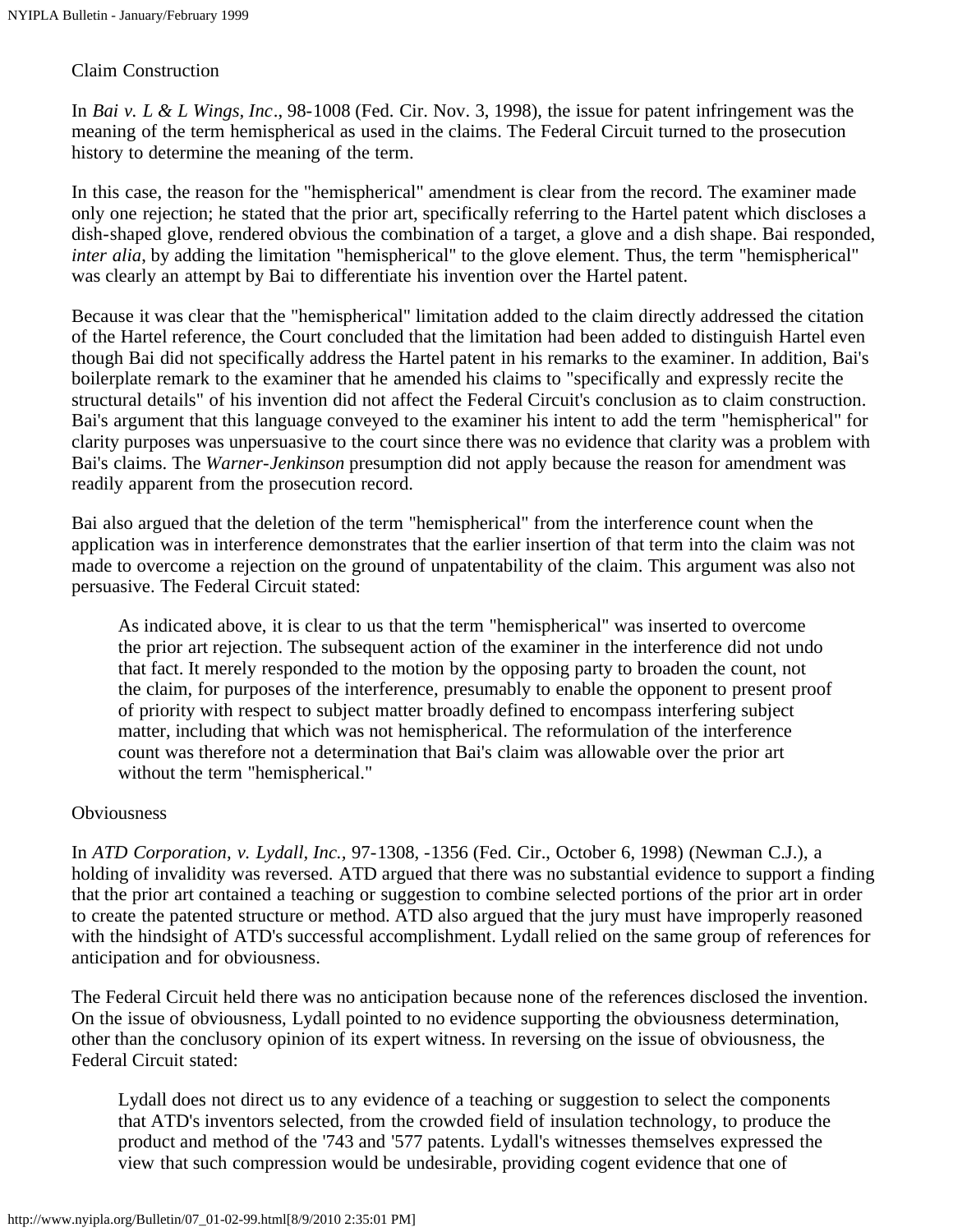### Claim Construction

In *Bai v. L & L Wings, Inc*., 98-1008 (Fed. Cir. Nov. 3, 1998), the issue for patent infringement was the meaning of the term hemispherical as used in the claims. The Federal Circuit turned to the prosecution history to determine the meaning of the term.

In this case, the reason for the "hemispherical" amendment is clear from the record. The examiner made only one rejection; he stated that the prior art, specifically referring to the Hartel patent which discloses a dish-shaped glove, rendered obvious the combination of a target, a glove and a dish shape. Bai responded, *inter alia*, by adding the limitation "hemispherical" to the glove element. Thus, the term "hemispherical" was clearly an attempt by Bai to differentiate his invention over the Hartel patent.

Because it was clear that the "hemispherical" limitation added to the claim directly addressed the citation of the Hartel reference, the Court concluded that the limitation had been added to distinguish Hartel even though Bai did not specifically address the Hartel patent in his remarks to the examiner. In addition, Bai's boilerplate remark to the examiner that he amended his claims to "specifically and expressly recite the structural details" of his invention did not affect the Federal Circuit's conclusion as to claim construction. Bai's argument that this language conveyed to the examiner his intent to add the term "hemispherical" for clarity purposes was unpersuasive to the court since there was no evidence that clarity was a problem with Bai's claims. The *Warner-Jenkinson* presumption did not apply because the reason for amendment was readily apparent from the prosecution record.

Bai also argued that the deletion of the term "hemispherical" from the interference count when the application was in interference demonstrates that the earlier insertion of that term into the claim was not made to overcome a rejection on the ground of unpatentability of the claim. This argument was also not persuasive. The Federal Circuit stated:

> As indicated above, it is clear to us that the term "hemispherical" was inserted to overcome the prior art rejection. The subsequent action of the examiner in the interference did not undo that fact. It merely responded to the motion by the opposing party to broaden the count, not the claim, for purposes of the interference, presumably to enable the opponent to present proof of priority with respect to subject matter broadly defined to encompass interfering subject matter, including that which was not hemispherical. The reformulation of the interference count was therefore not a determination that Bai's claim was allowable over the prior art without the term "hemispherical."

### Obviousness

In *ATD Corporation, v. Lydall, Inc.*, 97-1308, -1356 (Fed. Cir., October 6, 1998) (Newman C.J.), a holding of invalidity was reversed. ATD argued that there was no substantial evidence to support a finding that the prior art contained a teaching or suggestion to combine selected portions of the prior art in order to create the patented structure or method. ATD also argued that the jury must have improperly reasoned with the hindsight of ATD's successful accomplishment. Lydall relied on the same group of references for anticipation and for obviousness.

The Federal Circuit held there was no anticipation because none of the references disclosed the invention. On the issue of obviousness, Lydall pointed to no evidence supporting the obviousness determination, other than the conclusory opinion of its expert witness. In reversing on the issue of obviousness, the Federal Circuit stated:

> Lydall does not direct us to any evidence of a teaching or suggestion to select the components that ATD's inventors selected, from the crowded field of insulation technology, to produce the product and method of the '743 and '577 patents. Lydall's witnesses themselves expressed the view that such compression would be undesirable, providing cogent evidence that one of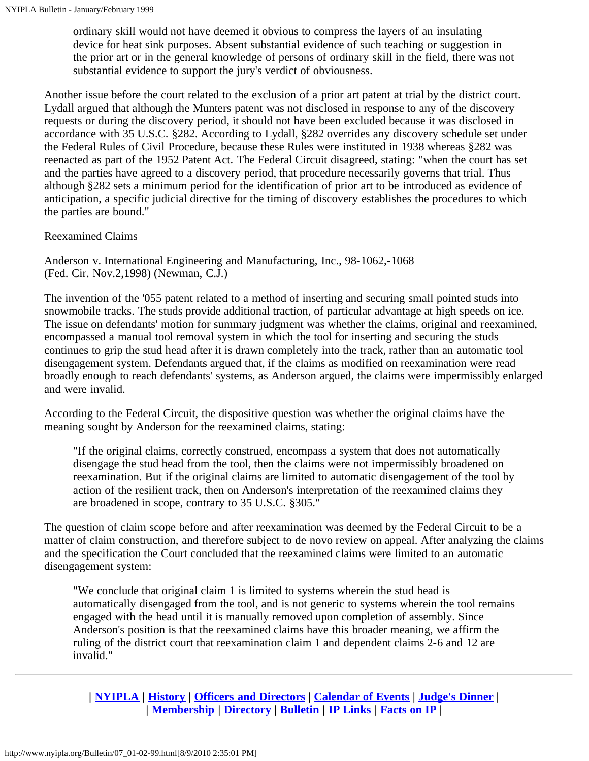> ordinary skill would not have deemed it obvious to compress the layers of an insulating device for heat sink purposes. Absent substantial evidence of such teaching or suggestion in the prior art or in the general knowledge of persons of ordinary skill in the field, there was not substantial evidence to support the jury's verdict of obviousness.

Another issue before the court related to the exclusion of a prior art patent at trial by the district court. Lydall argued that although the Munters patent was not disclosed in response to any of the discovery requests or during the discovery period, it should not have been excluded because it was disclosed in accordance with 35 U.S.C. §282. According to Lydall, §282 overrides any discovery schedule set under the Federal Rules of Civil Procedure, because these Rules were instituted in 1938 whereas §282 was reenacted as part of the 1952 Patent Act. The Federal Circuit disagreed, stating: "when the court has set and the parties have agreed to a discovery period, that procedure necessarily governs that trial. Thus although §282 sets a minimum period for the identification of prior art to be introduced as evidence of anticipation, a specific judicial directive for the timing of discovery establishes the procedures to which the parties are bound."

Reexamined Claims

Anderson v. International Engineering and Manufacturing, Inc., 98-1062,-1068
(Fed. Cir. Nov.2,1998) (Newman, C.J.)

The invention of the '055 patent related to a method of inserting and securing small pointed studs into snowmobile tracks. The studs provide additional traction, of particular advantage at high speeds on ice. The issue on defendants' motion for summary judgment was whether the claims, original and reexamined, encompassed a manual tool removal system in which the tool for inserting and securing the studs continues to grip the stud head after it is drawn completely into the track, rather than an automatic tool disengagement system. Defendants argued that, if the claims as modified on reexamination were read broadly enough to reach defendants' systems, as Anderson argued, the claims were impermissibly enlarged and were invalid.

According to the Federal Circuit, the dispositive question was whether the original claims have the meaning sought by Anderson for the reexamined claims, stating:

> "If the original claims, correctly construed, encompass a system that does not automatically disengage the stud head from the tool, then the claims were not impermissibly broadened on reexamination. But if the original claims are limited to automatic disengagement of the tool by action of the resilient track, then on Anderson's interpretation of the reexamined claims they are broadened in scope, contrary to 35 U.S.C. §305."

The question of claim scope before and after reexamination was deemed by the Federal Circuit to be a matter of claim construction, and therefore subject to de novo review on appeal. After analyzing the claims and the specification the Court concluded that the reexamined claims were limited to an automatic disengagement system:

> "We conclude that original claim 1 is limited to systems wherein the stud head is automatically disengaged from the tool, and is not generic to systems wherein the tool remains engaged with the head until it is manually removed upon completion of assembly. Since Anderson's position is that the reexamined claims have this broader meaning, we affirm the ruling of the district court that reexamination claim 1 and dependent claims 2-6 and 12 are invalid."

---

| **NYIPLA** | **History** | **Officers and Directors** | **Calendar of Events** | **Judge's Dinner** |
| **Membership** | **Directory** | **Bulletin** | **IP Links** | **Facts on IP** |